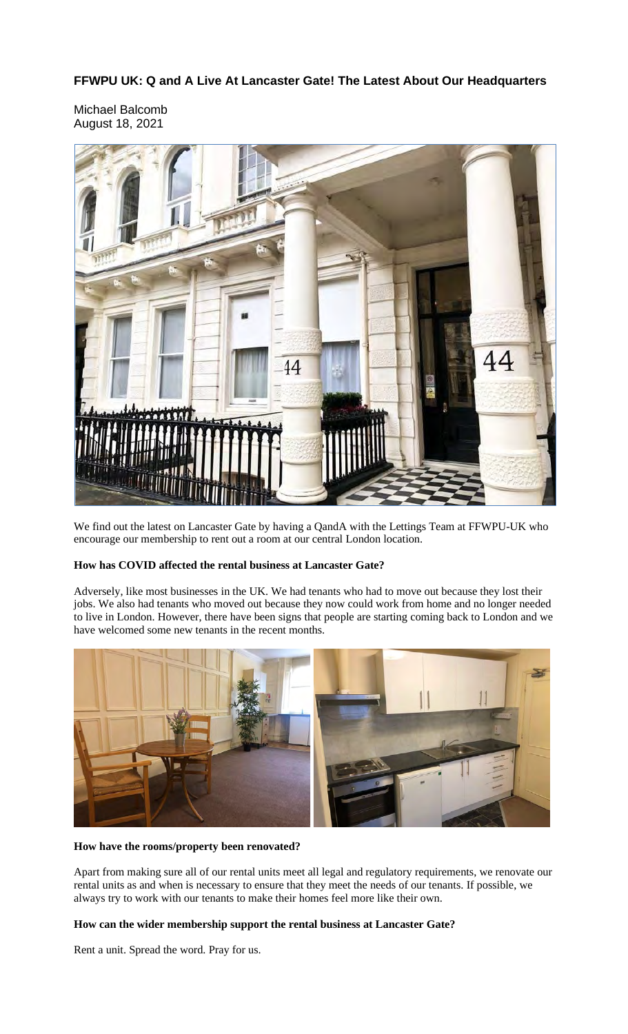**FFWPU UK: Q and A Live At Lancaster Gate! The Latest About Our Headquarters**

Michael Balcomb
August 18, 2021

We find out the latest on Lancaster Gate by having a QandA with the Lettings Team at FFWPU-UK who encourage our membership to rent out a room at our central London location.

**How has COVID affected the rental business at Lancaster Gate?**

Adversely, like most businesses in the UK. We had tenants who had to move out because they lost their jobs. We also had tenants who moved out because they now could work from home and no longer needed to live in London. However, there have been signs that people are starting coming back to London and we have welcomed some new tenants in the recent months.

**How have the rooms/property been renovated?**

Apart from making sure all of our rental units meet all legal and regulatory requirements, we renovate our rental units as and when is necessary to ensure that they meet the needs of our tenants. If possible, we always try to work with our tenants to make their homes feel more like their own.

**How can the wider membership support the rental business at Lancaster Gate?**

Rent a unit. Spread the word. Pray for us.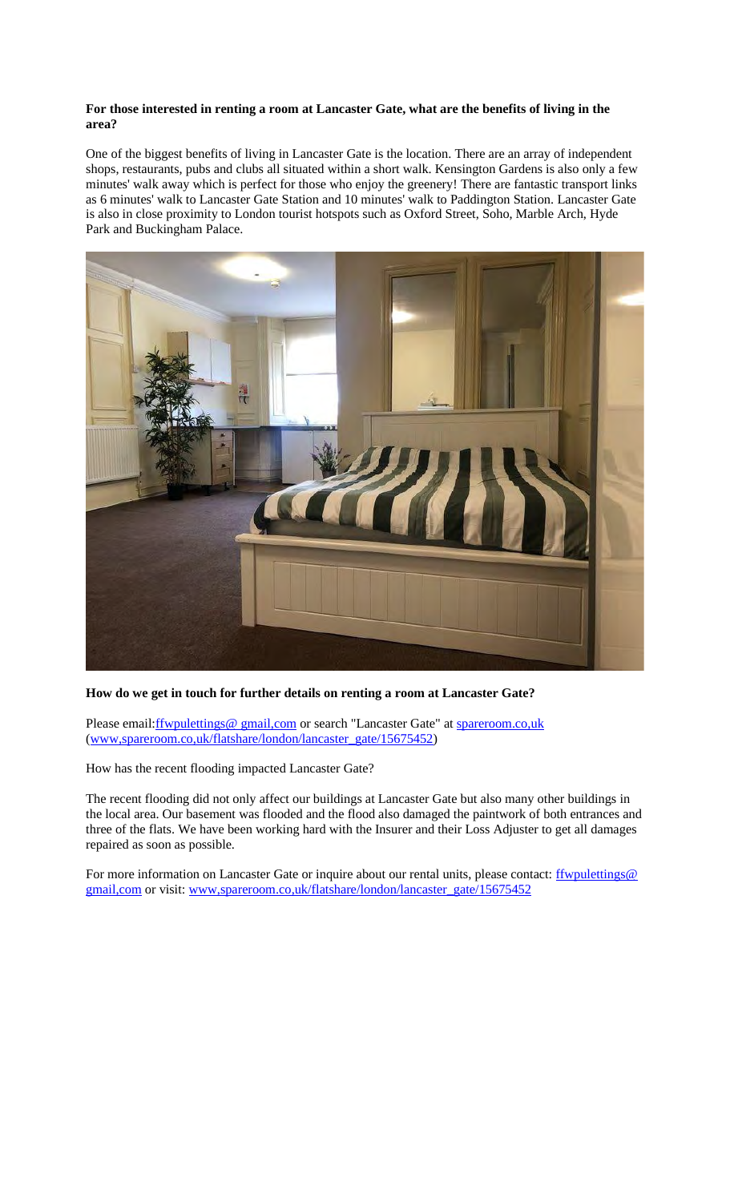**For those interested in renting a room at Lancaster Gate, what are the benefits of living in the area?**

One of the biggest benefits of living in Lancaster Gate is the location. There are an array of independent shops, restaurants, pubs and clubs all situated within a short walk. Kensington Gardens is also only a few minutes' walk away which is perfect for those who enjoy the greenery! There are fantastic transport links as 6 minutes' walk to Lancaster Gate Station and 10 minutes' walk to Paddington Station. Lancaster Gate is also in close proximity to London tourist hotspots such as Oxford Street, Soho, Marble Arch, Hyde Park and Buckingham Palace.

**How do we get in touch for further details on renting a room at Lancaster Gate?**

Please email:ffwpulettings@ gmail,com or search "Lancaster Gate" at spareroom.co,uk (www,spareroom.co,uk/flatshare/london/lancaster_gate/15675452)

How has the recent flooding impacted Lancaster Gate?

The recent flooding did not only affect our buildings at Lancaster Gate but also many other buildings in the local area. Our basement was flooded and the flood also damaged the paintwork of both entrances and three of the flats. We have been working hard with the Insurer and their Loss Adjuster to get all damages repaired as soon as possible.

For more information on Lancaster Gate or inquire about our rental units, please contact: ffwpulettings@ gmail,com or visit: www,spareroom.co,uk/flatshare/london/lancaster_gate/15675452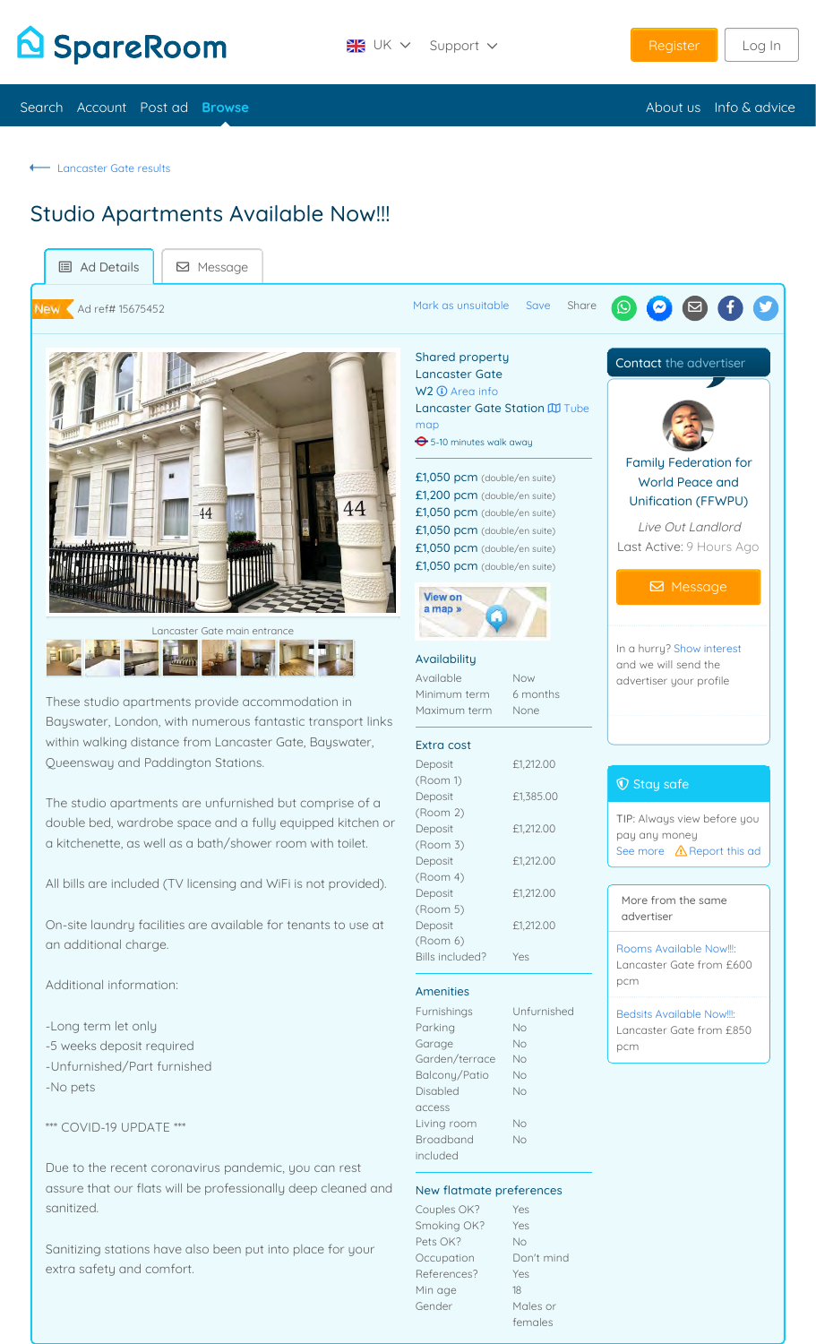SpareRoom

UK | Support | Register | Log In

Search | Account | Post ad | **Browse** | About us | Info & advice

⟵ Lancaster Gate results

# Studio Apartments Available Now!!!

Ad Details | Message

New Ad ref# 15675452

Mark as unsuitable | Save | Share

Lancaster Gate main entrance

These studio apartments provide accommodation in Bayswater, London, with numerous fantastic transport links within walking distance from Lancaster Gate, Bayswater, Queensway and Paddington Stations.

The studio apartments are unfurnished but comprise of a double bed, wardrobe space and a fully equipped kitchen or a kitchenette, as well as a bath/shower room with toilet.

All bills are included (TV licensing and WiFi is not provided).

On-site laundry facilities are available for tenants to use at an additional charge.

Additional information:

-Long term let only
-5 weeks deposit required
-Unfurnished/Part furnished
-No pets

*** COVID-19 UPDATE ***

Due to the recent coronavirus pandemic, you can rest assure that our flats will be professionally deep cleaned and sanitized.

Sanitizing stations have also been put into place for your extra safety and comfort.

Shared property
Lancaster Gate
W2 Area info
Lancaster Gate Station Tube map
5-10 minutes walk away

£1,050 pcm (double/en suite)
£1,200 pcm (double/en suite)
£1,050 pcm (double/en suite)
£1,050 pcm (double/en suite)
£1,050 pcm (double/en suite)
£1,050 pcm (double/en suite)

View on a map »

### Availability

| | |
|---|---|
| Available | Now |
| Minimum term | 6 months |
| Maximum term | None |

### Extra cost

| | |
|---|---|
| Deposit (Room 1) | £1,212.00 |
| Deposit (Room 2) | £1,385.00 |
| Deposit (Room 3) | £1,212.00 |
| Deposit (Room 4) | £1,212.00 |
| Deposit (Room 5) | £1,212.00 |
| Deposit (Room 6) | £1,212.00 |
| Bills included? | Yes |

### Amenities

| | |
|---|---|
| Furnishings | Unfurnished |
| Parking | No |
| Garage | No |
| Garden/terrace | No |
| Balcony/Patio | No |
| Disabled access | No |
| Living room | No |
| Broadband included | No |

### New flatmate preferences

| | |
|---|---|
| Couples OK? | Yes |
| Smoking OK? | Yes |
| Pets OK? | No |
| Occupation | Don't mind |
| References? | Yes |
| Min age | 18 |
| Gender | Males or females |

### Contact the advertiser

Family Federation for World Peace and Unification (FFWPU)

*Live Out Landlord*

Last Active: 9 Hours Ago

Message

In a hurry? Show interest and we will send the advertiser your profile

### Stay safe

TIP: Always view before you pay any money
See more | Report this ad

### More from the same advertiser

Rooms Available Now!!!: Lancaster Gate from £600 pcm

Bedsits Available Now!!!: Lancaster Gate from £850 pcm